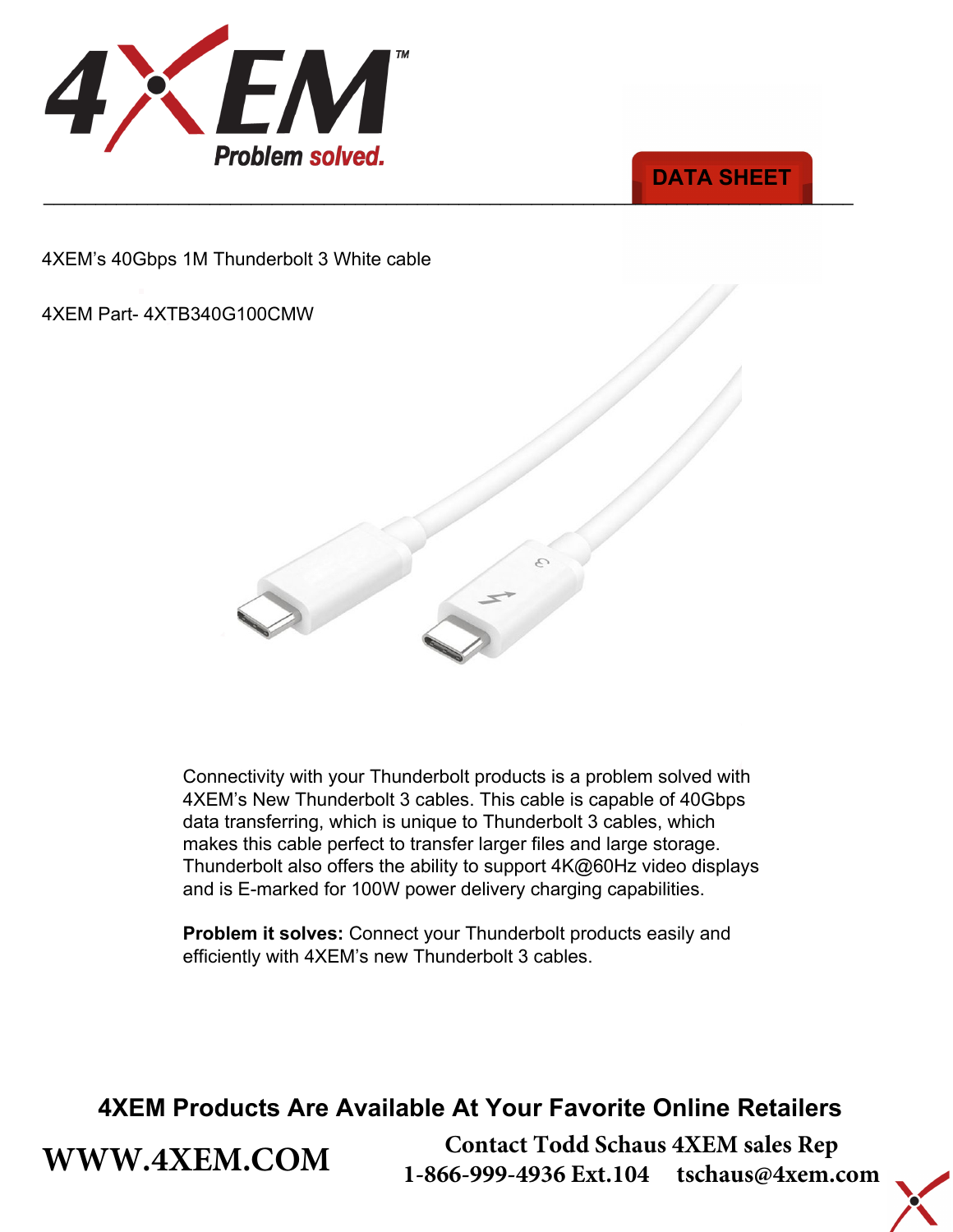4XEM Problem solved.

DATA SHEET

4XEM's 40Gbps 1M Thunderbolt 3 White cable

4XEM Part- 4XTB340G100CMW

Connectivity with your Thunderbolt products is a problem solved with 4XEM's New Thunderbolt 3 cables. This cable is capable of 40Gbps data transferring, which is unique to Thunderbolt 3 cables, which makes this cable perfect to transfer larger files and large storage. Thunderbolt also offers the ability to support 4K@60Hz video displays and is E-marked for 100W power delivery charging capabilities.

**Problem it solves:** Connect your Thunderbolt products easily and efficiently with 4XEM's new Thunderbolt 3 cables.

**4XEM Products Are Available At Your Favorite Online Retailers**

**WWW.4XEM.COM**

**Contact Todd Schaus 4XEM sales Rep**
**1-866-999-4936 Ext.104 tschaus@4xem.com**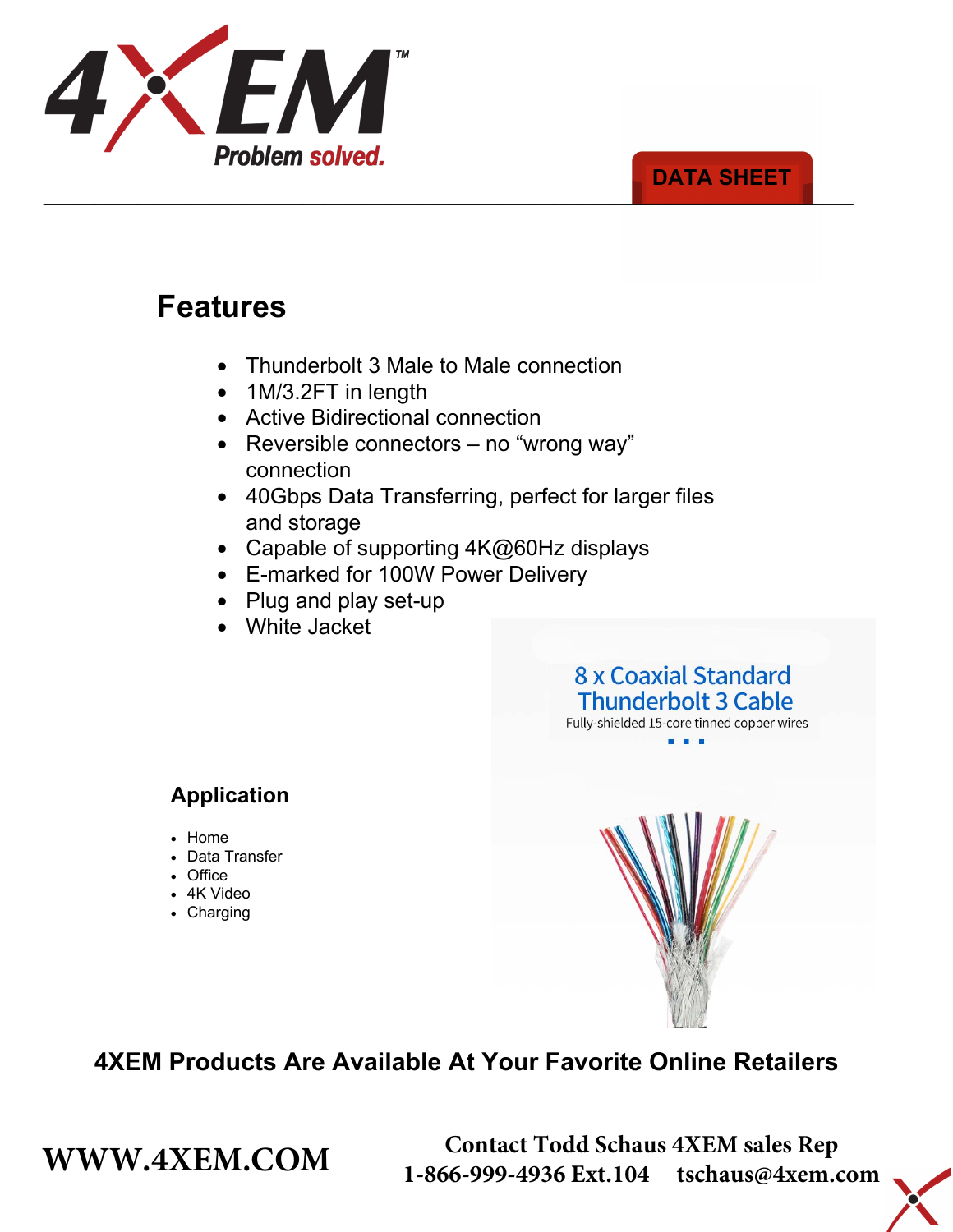4XEM™

Problem solved.

DATA SHEET

## Features

- Thunderbolt 3 Male to Male connection
- 1M/3.2FT in length
- Active Bidirectional connection
- Reversible connectors – no “wrong way” connection
- 40Gbps Data Transferring, perfect for larger files and storage
- Capable of supporting 4K@60Hz displays
- E-marked for 100W Power Delivery
- Plug and play set-up
- White Jacket

8 x Coaxial Standard Thunderbolt 3 Cable

Fully-shielded 15-core tinned copper wires

### Application

- Home
- Data Transfer
- Office
- 4K Video
- Charging

**4XEM Products Are Available At Your Favorite Online Retailers**

**WWW.4XEM.COM**

**Contact Todd Schaus 4XEM sales Rep**
**1-866-999-4936 Ext.104 tschaus@4xem.com**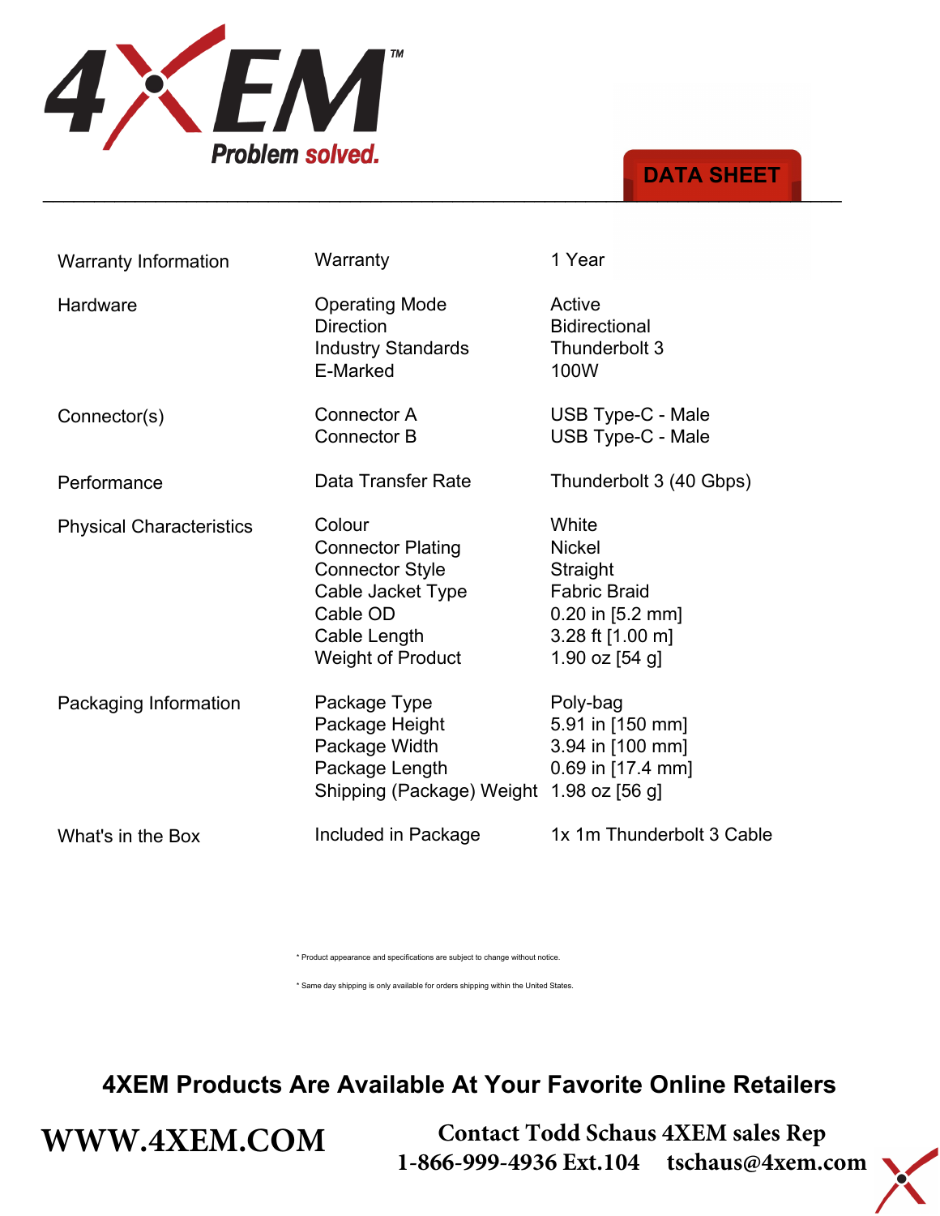4XEM™

Problem solved.

**DATA SHEET**

| | | |
|---|---|---|
| Warranty Information | Warranty | 1 Year |
| Hardware | Operating Mode | Active |
| | Direction | Bidirectional |
| | Industry Standards | Thunderbolt 3 |
| | E-Marked | 100W |
| Connector(s) | Connector A | USB Type-C - Male |
| | Connector B | USB Type-C - Male |
| Performance | Data Transfer Rate | Thunderbolt 3 (40 Gbps) |
| Physical Characteristics | Colour | White |
| | Connector Plating | Nickel |
| | Connector Style | Straight |
| | Cable Jacket Type | Fabric Braid |
| | Cable OD | 0.20 in [5.2 mm] |
| | Cable Length | 3.28 ft [1.00 m] |
| | Weight of Product | 1.90 oz [54 g] |
| Packaging Information | Package Type | Poly-bag |
| | Package Height | 5.91 in [150 mm] |
| | Package Width | 3.94 in [100 mm] |
| | Package Length | 0.69 in [17.4 mm] |
| | Shipping (Package) Weight | 1.98 oz [56 g] |
| What's in the Box | Included in Package | 1x 1m Thunderbolt 3 Cable |

* Product appearance and specifications are subject to change without notice.

* Same day shipping is only available for orders shipping within the United States.

**4XEM Products Are Available At Your Favorite Online Retailers**

**WWW.4XEM.COM**

**Contact Todd Schaus 4XEM sales Rep**
**1-866-999-4936 Ext.104 tschaus@4xem.com**